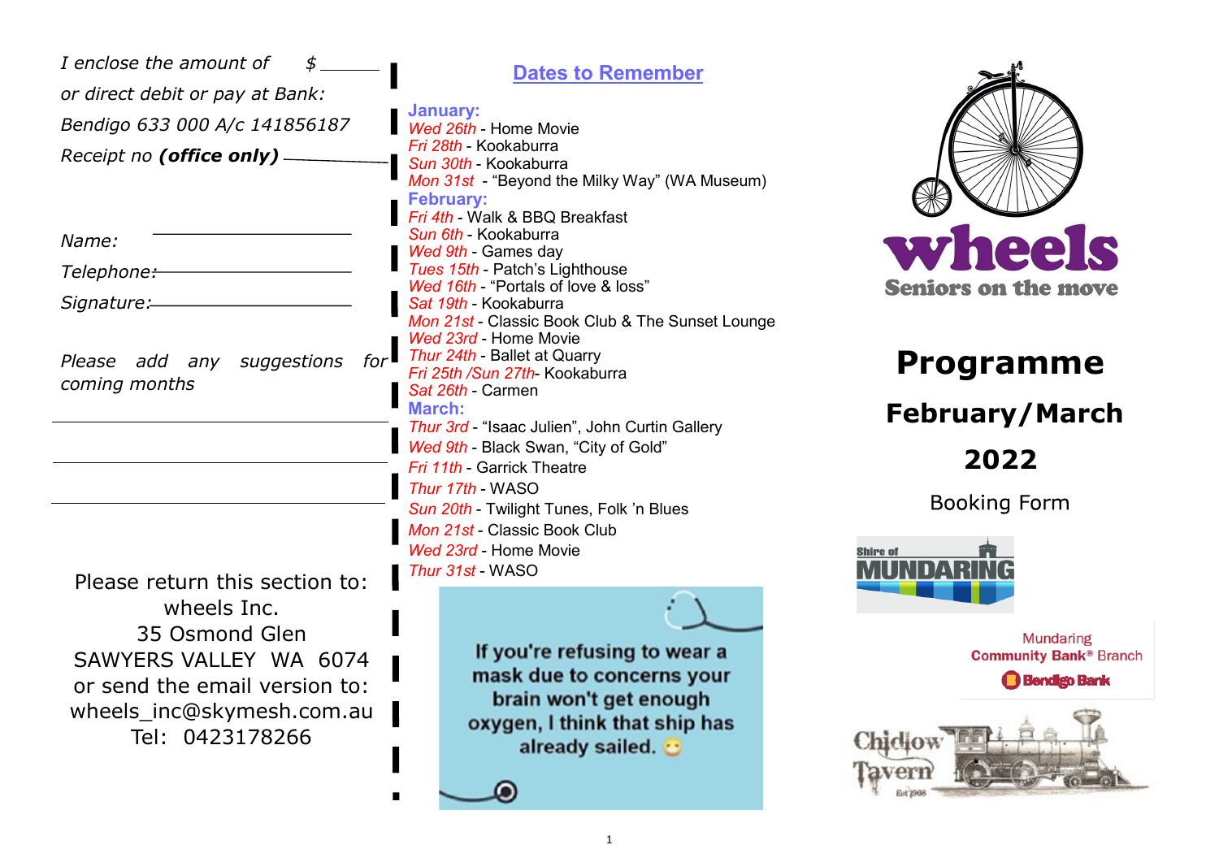*I enclose the amount of $ ______*

*or direct debit or pay at Bank:*

*Bendigo 633 000 A/c 141856187*

*Receipt no **(office only)** ______*

*Name:* ______

*Telephone:* ______

*Signature:* ______

*Please add any suggestions for coming months*

______

______

______

Please return this section to:
wheels Inc.
35 Osmond Glen
SAWYERS VALLEY WA 6074
or send the email version to:
wheels_inc@skymesh.com.au
Tel: 0423178266

## Dates to Remember

**January:**

- *Wed 26th* - Home Movie
- *Fri 28th* - Kookaburra
- *Sun 30th* - Kookaburra
- *Mon 31st* - "Beyond the Milky Way" (WA Museum)

**February:**

- *Fri 4th* - Walk & BBQ Breakfast
- *Sun 6th* - Kookaburra
- *Wed 9th* - Games day
- *Tues 15th* - Patch's Lighthouse
- *Wed 16th* - "Portals of love & loss"
- *Sat 19th* - Kookaburra
- *Mon 21st* - Classic Book Club & The Sunset Lounge
- *Wed 23rd* - Home Movie
- *Thur 24th* - Ballet at Quarry
- *Fri 25th /Sun 27th*- Kookaburra
- *Sat 26th* - Carmen

**March:**

- *Thur 3rd* - "Isaac Julien", John Curtin Gallery
- *Wed 9th* - Black Swan, "City of Gold"
- *Fri 11th* - Garrick Theatre
- *Thur 17th* - WASO
- *Sun 20th* - Twilight Tunes, Folk 'n Blues
- *Mon 21st* - Classic Book Club
- *Wed 23rd* - Home Movie
- *Thur 31st* - WASO

If you're refusing to wear a mask due to concerns your brain won't get enough oxygen, I think that ship has already sailed. 😊

**wheels**
Seniors on the move

# Programme

## February/March

## 2022

Booking Form

Shire of MUNDARING

Mundaring Community Bank® Branch
Bendigo Bank

Chidlow Tavern
Est 1908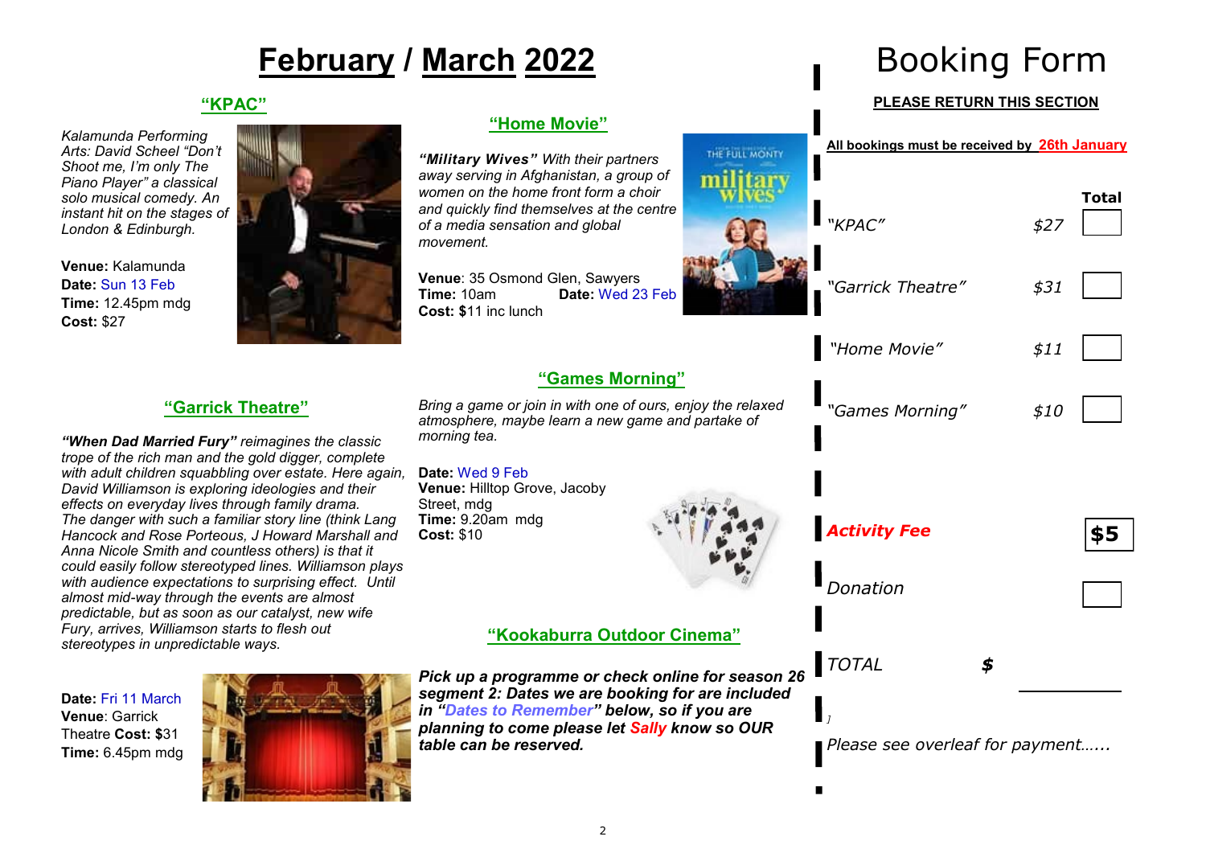# February / March 2022

## "KPAC"

*Kalamunda Performing Arts: David Scheel "Don't Shoot me, I'm only The Piano Player" a classical solo musical comedy. An instant hit on the stages of London & Edinburgh.*

**Venue:** Kalamunda
**Date:** Sun 13 Feb
**Time:** 12.45pm mdg
**Cost:** $27

## "Home Movie"

***"Military Wives"*** *With their partners away serving in Afghanistan, a group of women on the home front form a choir and quickly find themselves at the centre of a media sensation and global movement.*

**Venue**: 35 Osmond Glen, Sawyers
**Time:** 10am **Date:** Wed 23 Feb
**Cost: $**11 inc lunch

## "Garrick Theatre"

***"When Dad Married Fury"*** *reimagines the classic trope of the rich man and the gold digger, complete with adult children squabbling over estate. Here again, David Williamson is exploring ideologies and their effects on everyday lives through family drama. The danger with such a familiar story line (think Lang Hancock and Rose Porteous, J Howard Marshall and Anna Nicole Smith and countless others) is that it could easily follow stereotyped lines. Williamson plays with audience expectations to surprising effect. Until almost mid-way through the events are almost predictable, but as soon as our catalyst, new wife Fury, arrives, Williamson starts to flesh out stereotypes in unpredictable ways.*

**Date:** Fri 11 March
**Venue**: Garrick Theatre **Cost:** $31
**Time:** 6.45pm mdg

## "Games Morning"

*Bring a game or join in with one of ours, enjoy the relaxed atmosphere, maybe learn a new game and partake of morning tea.*

**Date:** Wed 9 Feb
**Venue:** Hilltop Grove, Jacoby Street, mdg
**Time:** 9.20am mdg
**Cost:** $10

## "Kookaburra Outdoor Cinema"

***Pick up a programme or check online for season 26 segment 2: Dates we are booking for are included in "Dates to Remember" below, so if you are planning to come please let Sally know so OUR table can be reserved.***

# Booking Form

**PLEASE RETURN THIS SECTION**

**All bookings must be received by 26th January**

| | | Total |
|---|---|---|
| *"KPAC"* | *$27* | |
| *"Garrick Theatre"* | *$31* | |
| *"Home Movie"* | *$11* | |
| *"Games Morning"* | *$10* | |
| ***Activity Fee*** | | **$5** |
| *Donation* | | |
| *TOTAL* | ***$*** | |

*Please see overleaf for payment......*